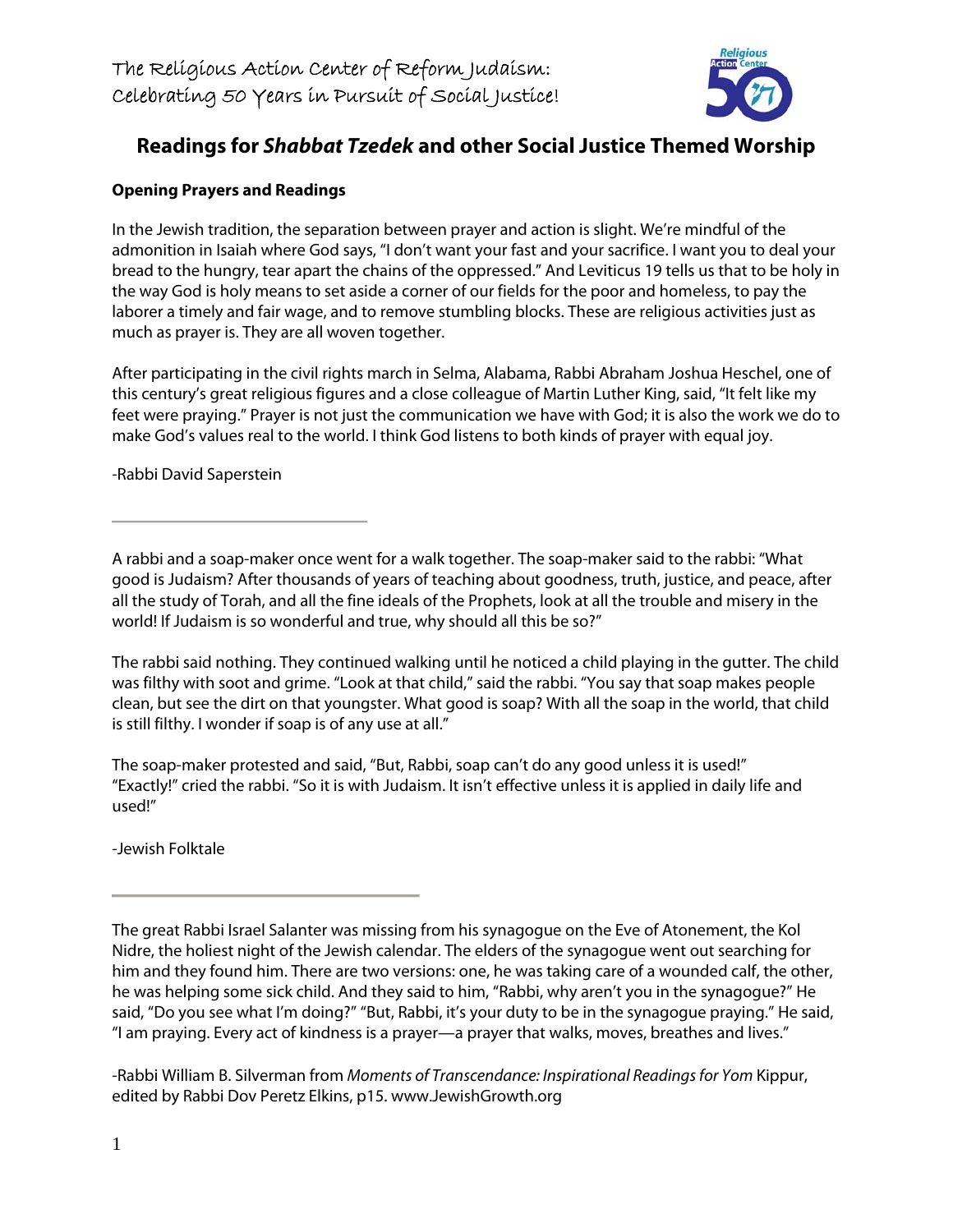The Religious Action Center of Reform Judaism:
Celebrating 50 Years in Pursuit of Social Justice!

# Readings for *Shabbat Tzedek* and other Social Justice Themed Worship

**Opening Prayers and Readings**

In the Jewish tradition, the separation between prayer and action is slight. We're mindful of the admonition in Isaiah where God says, "I don't want your fast and your sacrifice. I want you to deal your bread to the hungry, tear apart the chains of the oppressed." And Leviticus 19 tells us that to be holy in the way God is holy means to set aside a corner of our fields for the poor and homeless, to pay the laborer a timely and fair wage, and to remove stumbling blocks. These are religious activities just as much as prayer is. They are all woven together.

After participating in the civil rights march in Selma, Alabama, Rabbi Abraham Joshua Heschel, one of this century's great religious figures and a close colleague of Martin Luther King, said, "It felt like my feet were praying." Prayer is not just the communication we have with God; it is also the work we do to make God's values real to the world. I think God listens to both kinds of prayer with equal joy.

-Rabbi David Saperstein

---

A rabbi and a soap-maker once went for a walk together. The soap-maker said to the rabbi: "What good is Judaism? After thousands of years of teaching about goodness, truth, justice, and peace, after all the study of Torah, and all the fine ideals of the Prophets, look at all the trouble and misery in the world! If Judaism is so wonderful and true, why should all this be so?"

The rabbi said nothing. They continued walking until he noticed a child playing in the gutter. The child was filthy with soot and grime. "Look at that child," said the rabbi. "You say that soap makes people clean, but see the dirt on that youngster. What good is soap? With all the soap in the world, that child is still filthy. I wonder if soap is of any use at all."

The soap-maker protested and said, "But, Rabbi, soap can't do any good unless it is used!"
"Exactly!" cried the rabbi. "So it is with Judaism. It isn't effective unless it is applied in daily life and used!"

-Jewish Folktale

---

The great Rabbi Israel Salanter was missing from his synagogue on the Eve of Atonement, the Kol Nidre, the holiest night of the Jewish calendar. The elders of the synagogue went out searching for him and they found him. There are two versions: one, he was taking care of a wounded calf, the other, he was helping some sick child. And they said to him, "Rabbi, why aren't you in the synagogue?" He said, "Do you see what I'm doing?" "But, Rabbi, it's your duty to be in the synagogue praying." He said, "I am praying. Every act of kindness is a prayer—a prayer that walks, moves, breathes and lives."

-Rabbi William B. Silverman from *Moments of Transcendance: Inspirational Readings for Yom* Kippur, edited by Rabbi Dov Peretz Elkins, p15. www.JewishGrowth.org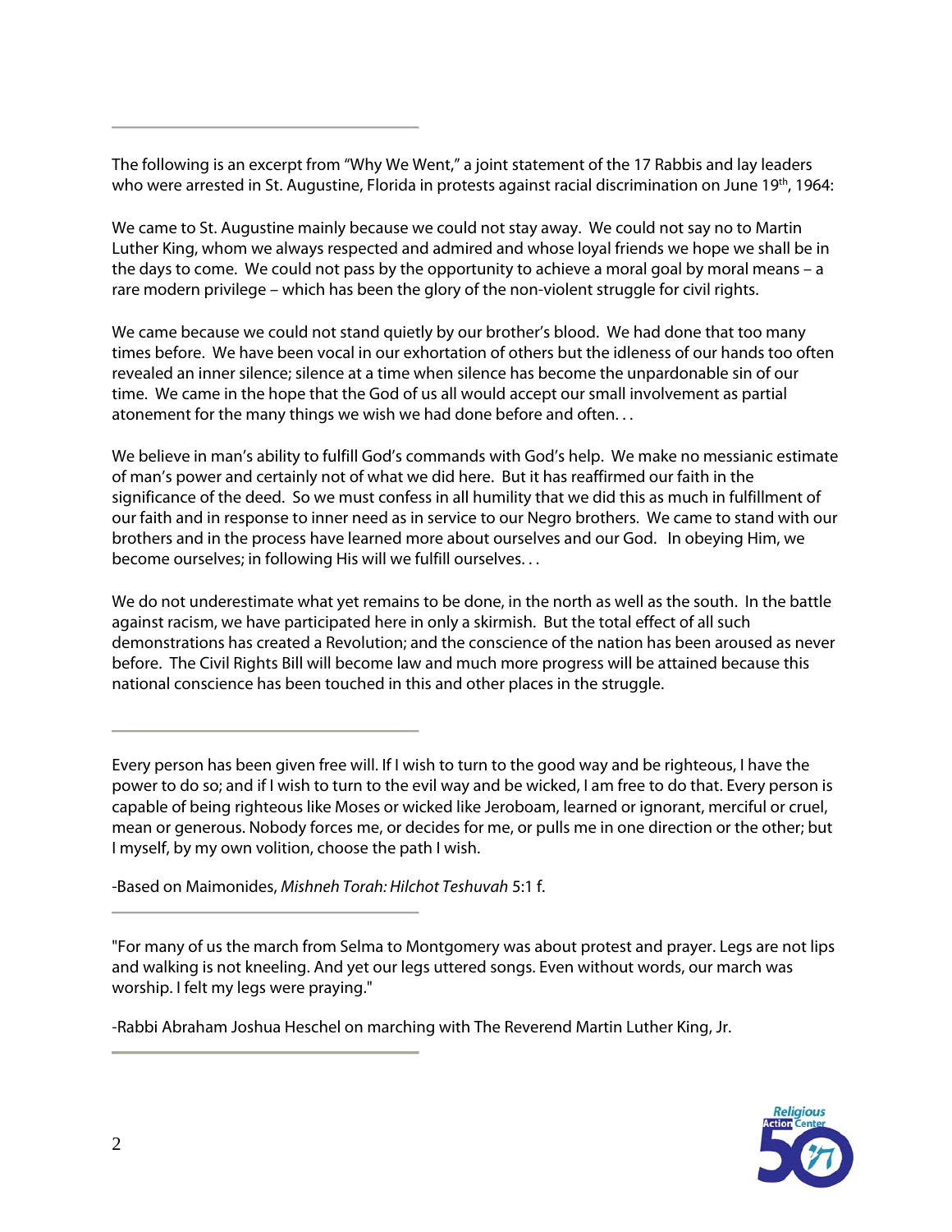---

The following is an excerpt from "Why We Went," a joint statement of the 17 Rabbis and lay leaders who were arrested in St. Augustine, Florida in protests against racial discrimination on June 19th, 1964:

We came to St. Augustine mainly because we could not stay away. We could not say no to Martin Luther King, whom we always respected and admired and whose loyal friends we hope we shall be in the days to come. We could not pass by the opportunity to achieve a moral goal by moral means – a rare modern privilege – which has been the glory of the non-violent struggle for civil rights.

We came because we could not stand quietly by our brother's blood. We had done that too many times before. We have been vocal in our exhortation of others but the idleness of our hands too often revealed an inner silence; silence at a time when silence has become the unpardonable sin of our time. We came in the hope that the God of us all would accept our small involvement as partial atonement for the many things we wish we had done before and often. . .

We believe in man's ability to fulfill God's commands with God's help. We make no messianic estimate of man's power and certainly not of what we did here. But it has reaffirmed our faith in the significance of the deed. So we must confess in all humility that we did this as much in fulfillment of our faith and in response to inner need as in service to our Negro brothers. We came to stand with our brothers and in the process have learned more about ourselves and our God. In obeying Him, we become ourselves; in following His will we fulfill ourselves. . .

We do not underestimate what yet remains to be done, in the north as well as the south. In the battle against racism, we have participated here in only a skirmish. But the total effect of all such demonstrations has created a Revolution; and the conscience of the nation has been aroused as never before. The Civil Rights Bill will become law and much more progress will be attained because this national conscience has been touched in this and other places in the struggle.

---

Every person has been given free will. If I wish to turn to the good way and be righteous, I have the power to do so; and if I wish to turn to the evil way and be wicked, I am free to do that. Every person is capable of being righteous like Moses or wicked like Jeroboam, learned or ignorant, merciful or cruel, mean or generous. Nobody forces me, or decides for me, or pulls me in one direction or the other; but I myself, by my own volition, choose the path I wish.

-Based on Maimonides, *Mishneh Torah: Hilchot Teshuvah* 5:1 f.

---

"For many of us the march from Selma to Montgomery was about protest and prayer. Legs are not lips and walking is not kneeling. And yet our legs uttered songs. Even without words, our march was worship. I felt my legs were praying."

-Rabbi Abraham Joshua Heschel on marching with The Reverend Martin Luther King, Jr.

---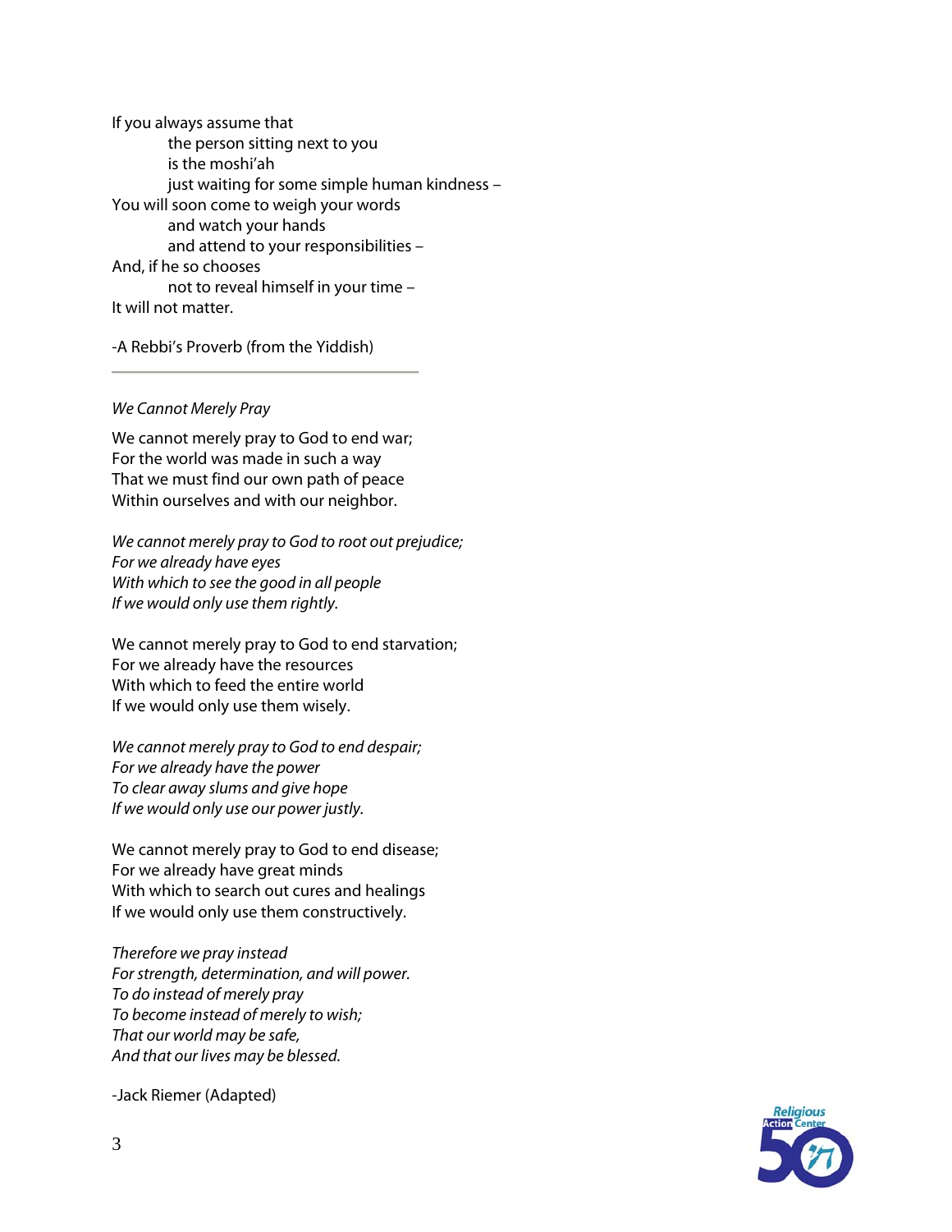If you always assume that  
    the person sitting next to you  
    is the moshi'ah  
    just waiting for some simple human kindness –  
You will soon come to weigh your words  
    and watch your hands  
    and attend to your responsibilities –  
And, if he so chooses  
    not to reveal himself in your time –  
It will not matter.

-A Rebbi's Proverb (from the Yiddish)

---

*We Cannot Merely Pray*

We cannot merely pray to God to end war;  
For the world was made in such a way  
That we must find our own path of peace  
Within ourselves and with our neighbor.

*We cannot merely pray to God to root out prejudice;*  
*For we already have eyes*  
*With which to see the good in all people*  
*If we would only use them rightly.*

We cannot merely pray to God to end starvation;  
For we already have the resources  
With which to feed the entire world  
If we would only use them wisely.

*We cannot merely pray to God to end despair;*  
*For we already have the power*  
*To clear away slums and give hope*  
*If we would only use our power justly.*

We cannot merely pray to God to end disease;  
For we already have great minds  
With which to search out cures and healings  
If we would only use them constructively.

*Therefore we pray instead*  
*For strength, determination, and will power.*  
*To do instead of merely pray*  
*To become instead of merely to wish;*  
*That our world may be safe,*  
*And that our lives may be blessed.*

-Jack Riemer (Adapted)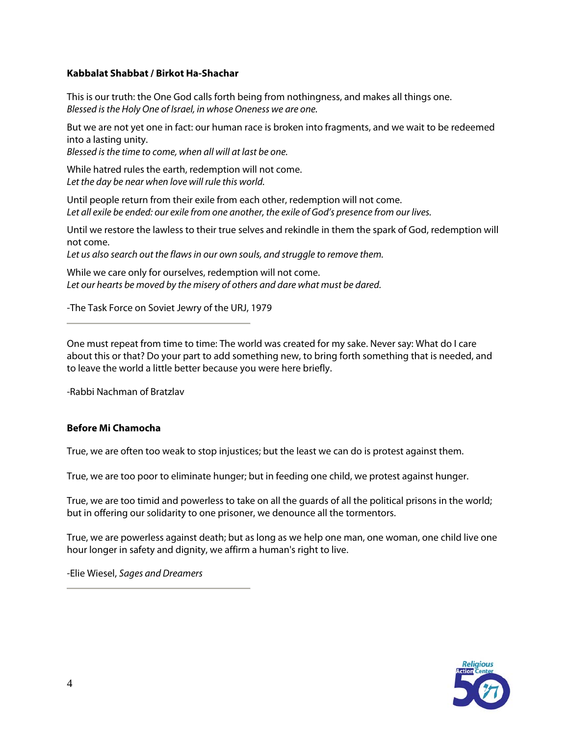**Kabbalat Shabbat / Birkot Ha-Shachar**

This is our truth: the One God calls forth being from nothingness, and makes all things one.
*Blessed is the Holy One of Israel, in whose Oneness we are one.*

But we are not yet one in fact: our human race is broken into fragments, and we wait to be redeemed into a lasting unity.
*Blessed is the time to come, when all will at last be one.*

While hatred rules the earth, redemption will not come.
*Let the day be near when love will rule this world.*

Until people return from their exile from each other, redemption will not come.
*Let all exile be ended: our exile from one another, the exile of God's presence from our lives.*

Until we restore the lawless to their true selves and rekindle in them the spark of God, redemption will not come.
*Let us also search out the flaws in our own souls, and struggle to remove them.*

While we care only for ourselves, redemption will not come.
*Let our hearts be moved by the misery of others and dare what must be dared.*

-The Task Force on Soviet Jewry of the URJ, 1979

---

One must repeat from time to time: The world was created for my sake. Never say: What do I care about this or that? Do your part to add something new, to bring forth something that is needed, and to leave the world a little better because you were here briefly.

-Rabbi Nachman of Bratzlav

**Before Mi Chamocha**

True, we are often too weak to stop injustices; but the least we can do is protest against them.

True, we are too poor to eliminate hunger; but in feeding one child, we protest against hunger.

True, we are too timid and powerless to take on all the guards of all the political prisons in the world; but in offering our solidarity to one prisoner, we denounce all the tormentors.

True, we are powerless against death; but as long as we help one man, one woman, one child live one hour longer in safety and dignity, we affirm a human's right to live.

-Elie Wiesel, *Sages and Dreamers*

---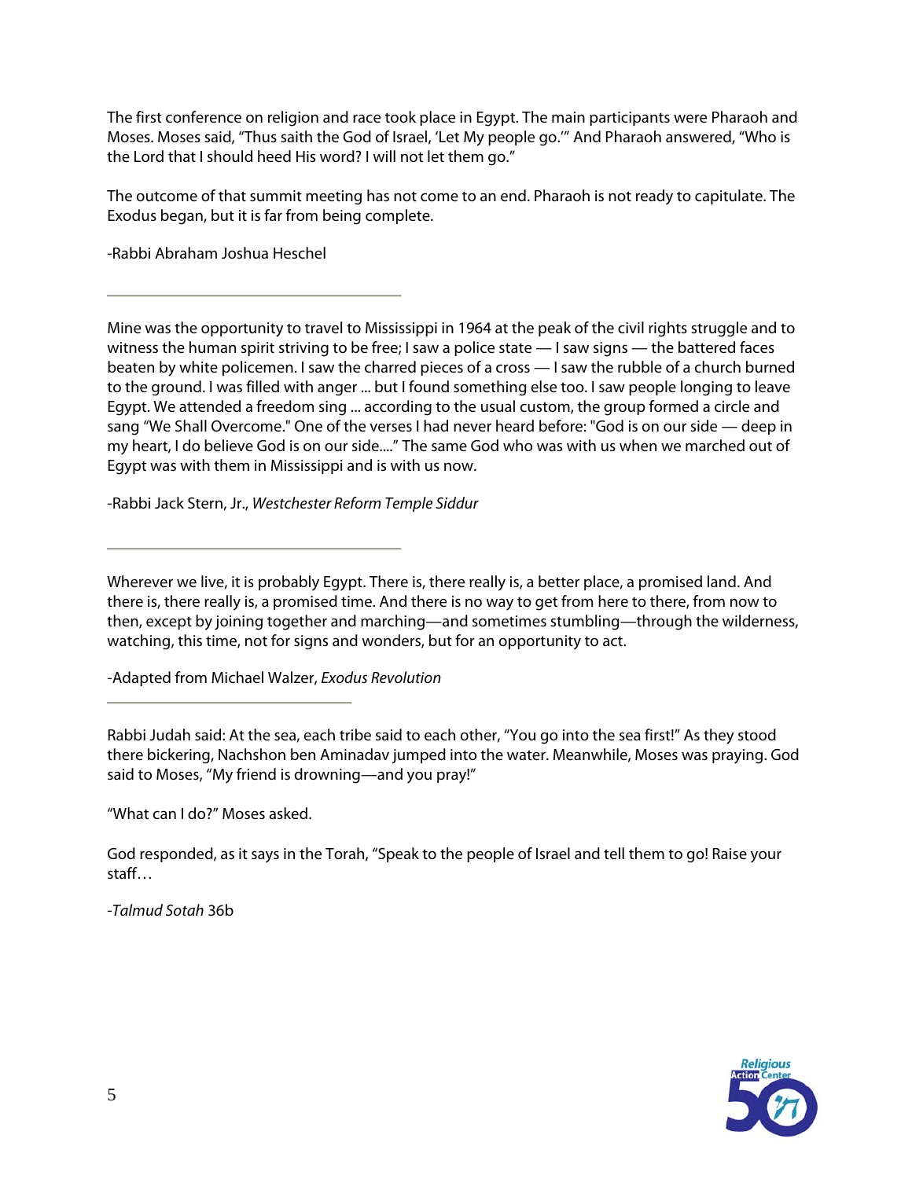The first conference on religion and race took place in Egypt. The main participants were Pharaoh and Moses. Moses said, "Thus saith the God of Israel, 'Let My people go.'" And Pharaoh answered, "Who is the Lord that I should heed His word? I will not let them go."

The outcome of that summit meeting has not come to an end. Pharaoh is not ready to capitulate. The Exodus began, but it is far from being complete.

-Rabbi Abraham Joshua Heschel

---

Mine was the opportunity to travel to Mississippi in 1964 at the peak of the civil rights struggle and to witness the human spirit striving to be free; I saw a police state — I saw signs — the battered faces beaten by white policemen. I saw the charred pieces of a cross — I saw the rubble of a church burned to the ground. I was filled with anger ... but I found something else too. I saw people longing to leave Egypt. We attended a freedom sing ... according to the usual custom, the group formed a circle and sang "We Shall Overcome." One of the verses I had never heard before: "God is on our side — deep in my heart, I do believe God is on our side...." The same God who was with us when we marched out of Egypt was with them in Mississippi and is with us now.

-Rabbi Jack Stern, Jr., *Westchester Reform Temple Siddur*

---

Wherever we live, it is probably Egypt. There is, there really is, a better place, a promised land. And there is, there really is, a promised time. And there is no way to get from here to there, from now to then, except by joining together and marching—and sometimes stumbling—through the wilderness, watching, this time, not for signs and wonders, but for an opportunity to act.

-Adapted from Michael Walzer, *Exodus Revolution*

---

Rabbi Judah said: At the sea, each tribe said to each other, "You go into the sea first!" As they stood there bickering, Nachshon ben Aminadav jumped into the water. Meanwhile, Moses was praying. God said to Moses, "My friend is drowning—and you pray!"

"What can I do?" Moses asked.

God responded, as it says in the Torah, "Speak to the people of Israel and tell them to go! Raise your staff…

-*Talmud Sotah* 36b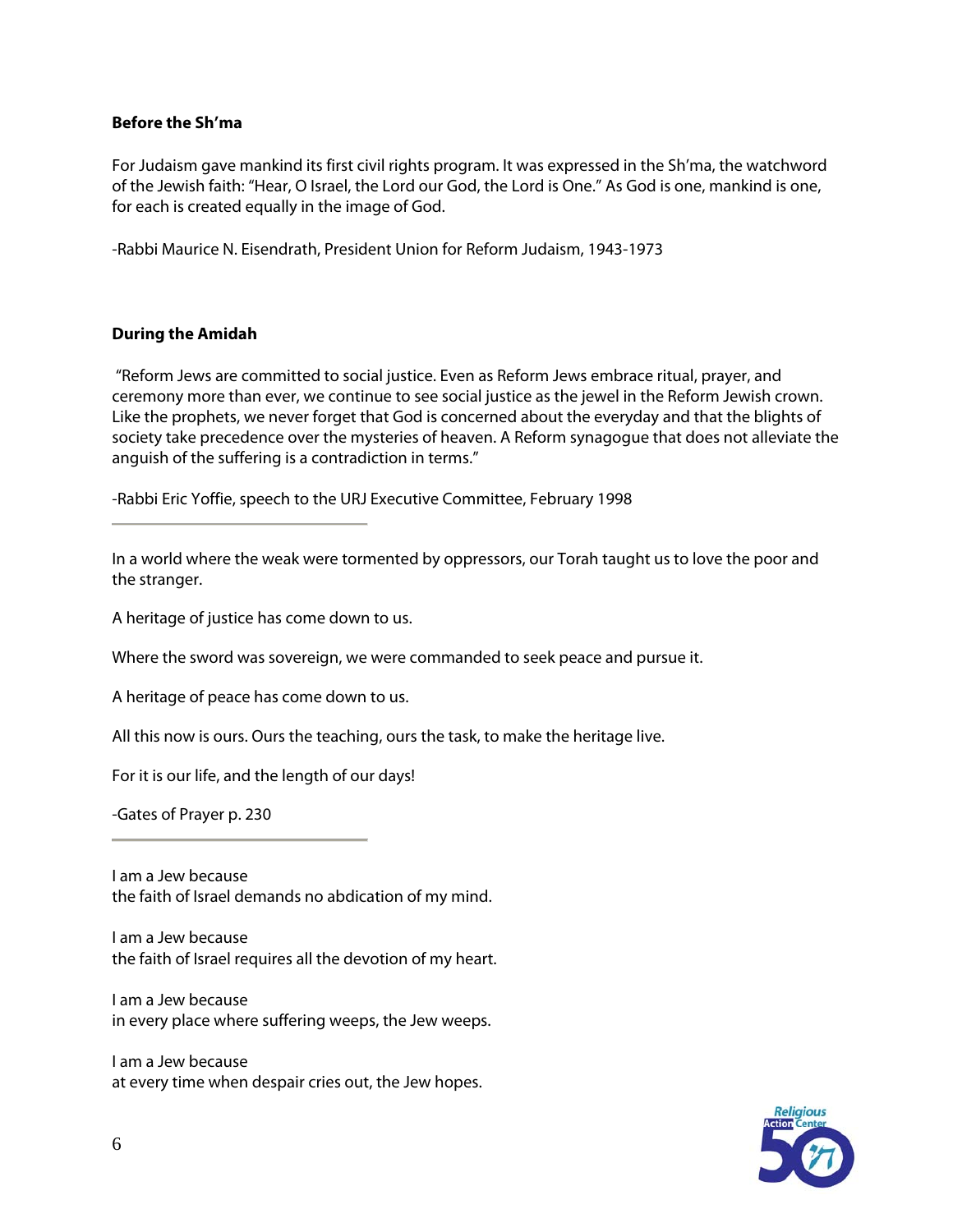**Before the Sh'ma**

For Judaism gave mankind its first civil rights program. It was expressed in the Sh'ma, the watchword of the Jewish faith: "Hear, O Israel, the Lord our God, the Lord is One." As God is one, mankind is one, for each is created equally in the image of God.

-Rabbi Maurice N. Eisendrath, President Union for Reform Judaism, 1943-1973

**During the Amidah**

"Reform Jews are committed to social justice. Even as Reform Jews embrace ritual, prayer, and ceremony more than ever, we continue to see social justice as the jewel in the Reform Jewish crown. Like the prophets, we never forget that God is concerned about the everyday and that the blights of society take precedence over the mysteries of heaven. A Reform synagogue that does not alleviate the anguish of the suffering is a contradiction in terms."

-Rabbi Eric Yoffie, speech to the URJ Executive Committee, February 1998

---

In a world where the weak were tormented by oppressors, our Torah taught us to love the poor and the stranger.

A heritage of justice has come down to us.

Where the sword was sovereign, we were commanded to seek peace and pursue it.

A heritage of peace has come down to us.

All this now is ours. Ours the teaching, ours the task, to make the heritage live.

For it is our life, and the length of our days!

-Gates of Prayer p. 230

---

I am a Jew because
the faith of Israel demands no abdication of my mind.

I am a Jew because
the faith of Israel requires all the devotion of my heart.

I am a Jew because
in every place where suffering weeps, the Jew weeps.

I am a Jew because
at every time when despair cries out, the Jew hopes.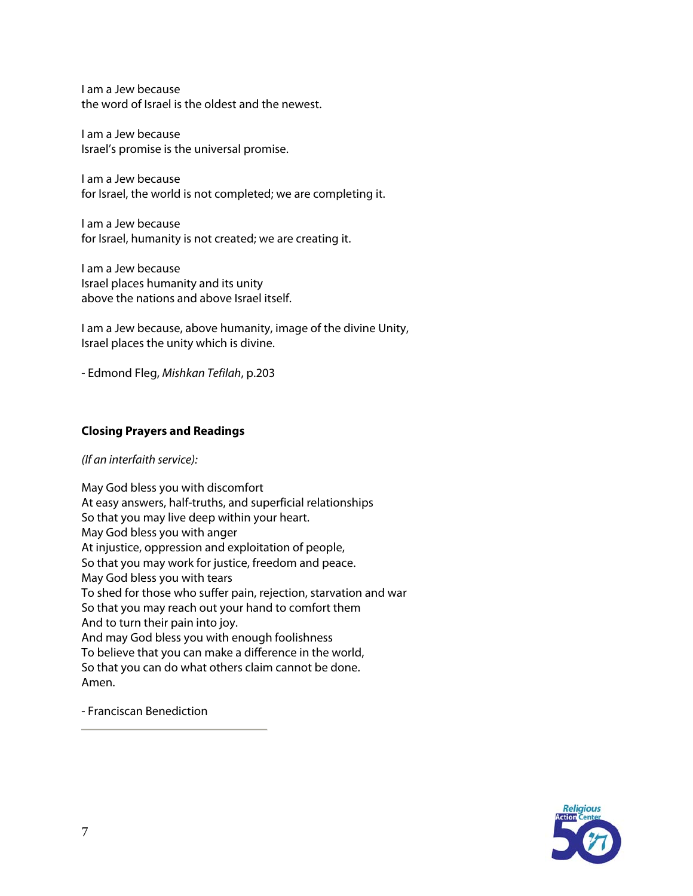I am a Jew because
the word of Israel is the oldest and the newest.

I am a Jew because
Israel's promise is the universal promise.

I am a Jew because
for Israel, the world is not completed; we are completing it.

I am a Jew because
for Israel, humanity is not created; we are creating it.

I am a Jew because
Israel places humanity and its unity
above the nations and above Israel itself.

I am a Jew because, above humanity, image of the divine Unity,
Israel places the unity which is divine.

- Edmond Fleg, *Mishkan Tefilah*, p.203

**Closing Prayers and Readings**

*(If an interfaith service):*

May God bless you with discomfort
At easy answers, half-truths, and superficial relationships
So that you may live deep within your heart.
May God bless you with anger
At injustice, oppression and exploitation of people,
So that you may work for justice, freedom and peace.
May God bless you with tears
To shed for those who suffer pain, rejection, starvation and war
So that you may reach out your hand to comfort them
And to turn their pain into joy.
And may God bless you with enough foolishness
To believe that you can make a difference in the world,
So that you can do what others claim cannot be done.
Amen.

- Franciscan Benediction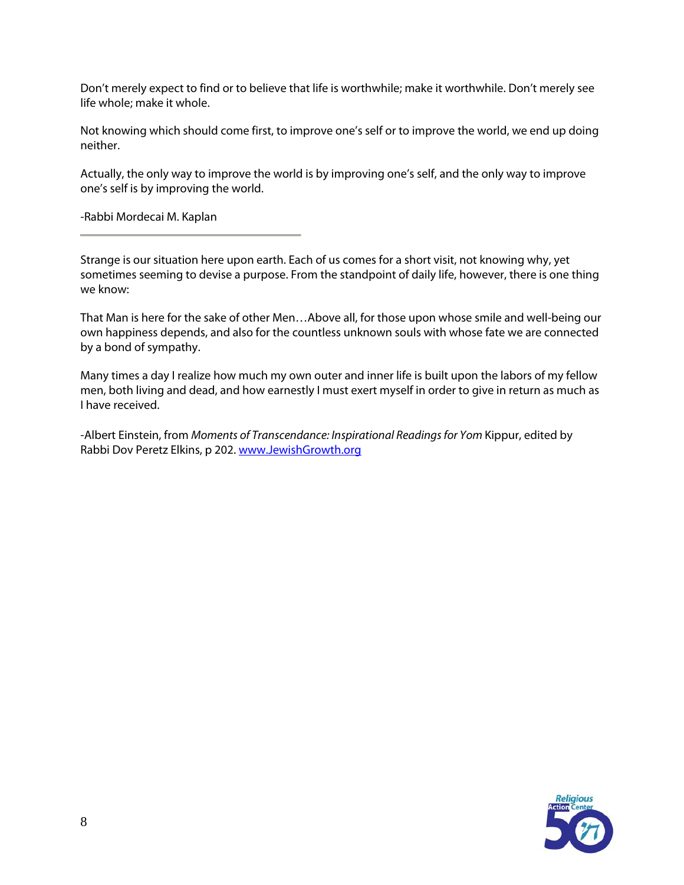Don't merely expect to find or to believe that life is worthwhile; make it worthwhile. Don't merely see life whole; make it whole.

Not knowing which should come first, to improve one's self or to improve the world, we end up doing neither.

Actually, the only way to improve the world is by improving one's self, and the only way to improve one's self is by improving the world.

-Rabbi Mordecai M. Kaplan

---

Strange is our situation here upon earth. Each of us comes for a short visit, not knowing why, yet sometimes seeming to devise a purpose. From the standpoint of daily life, however, there is one thing we know:

That Man is here for the sake of other Men…Above all, for those upon whose smile and well-being our own happiness depends, and also for the countless unknown souls with whose fate we are connected by a bond of sympathy.

Many times a day I realize how much my own outer and inner life is built upon the labors of my fellow men, both living and dead, and how earnestly I must exert myself in order to give in return as much as I have received.

-Albert Einstein, from *Moments of Transcendance: Inspirational Readings for Yom* Kippur, edited by Rabbi Dov Peretz Elkins, p 202. www.JewishGrowth.org